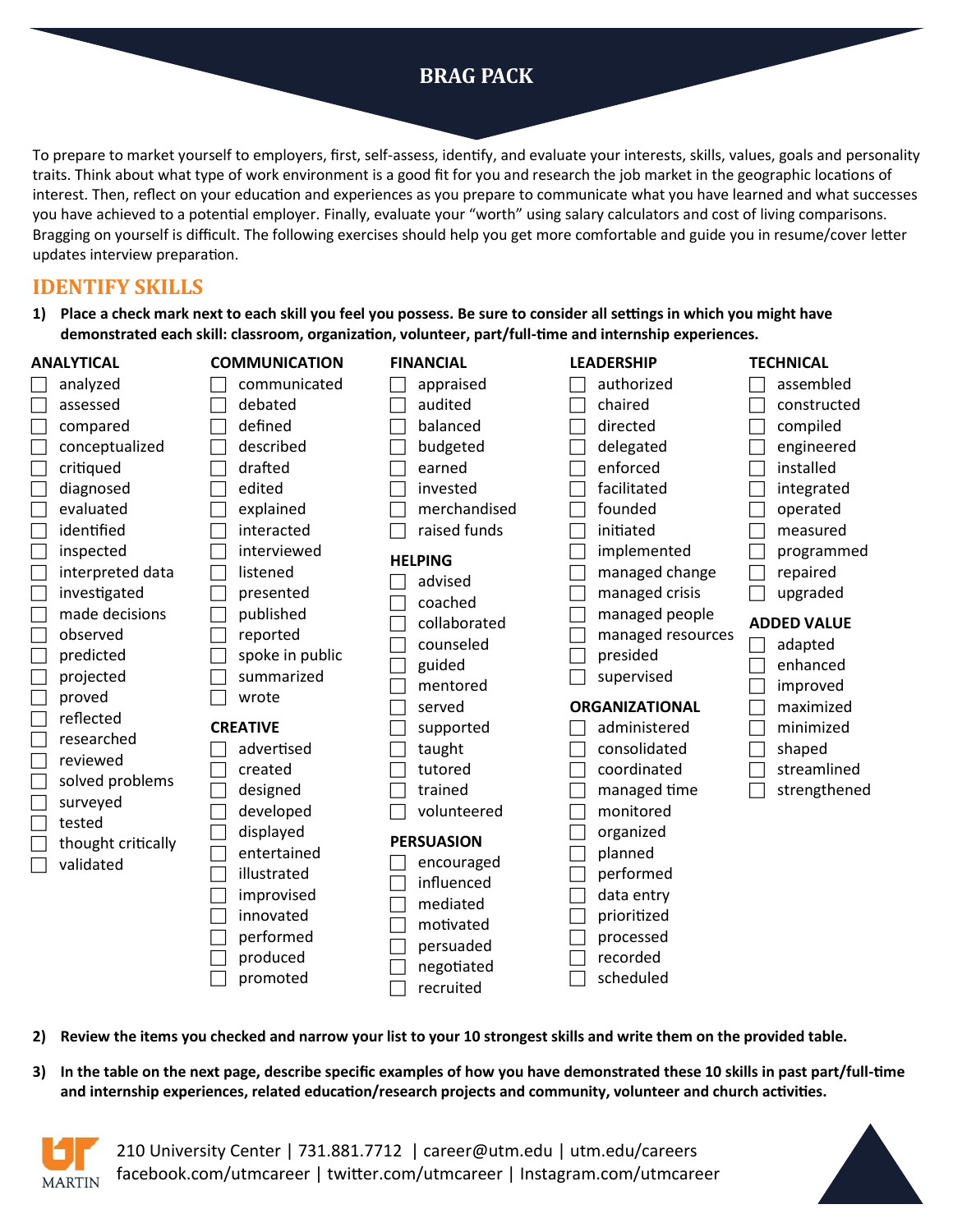# BRAG PACK

To prepare to market yourself to employers, first, self-assess, identify, and evaluate your interests, skills, values, goals and personality traits. Think about what type of work environment is a good fit for you and research the job market in the geographic locations of interest. Then, reflect on your education and experiences as you prepare to communicate what you have learned and what successes you have achieved to a potential employer. Finally, evaluate your "worth" using salary calculators and cost of living comparisons. Bragging on yourself is difficult. The following exercises should help you get more comfortable and guide you in resume/cover letter updates interview preparation.

## IDENTIFY SKILLS

1) **Place a check mark next to each skill you feel you possess. Be sure to consider all settings in which you might have demonstrated each skill: classroom, organization, volunteer, part/full-time and internship experiences.**

**ANALYTICAL**
- ☐ analyzed
- ☐ assessed
- ☐ compared
- ☐ conceptualized
- ☐ critiqued
- ☐ diagnosed
- ☐ evaluated
- ☐ identified
- ☐ inspected
- ☐ interpreted data
- ☐ investigated
- ☐ made decisions
- ☐ observed
- ☐ predicted
- ☐ projected
- ☐ proved
- ☐ reflected
- ☐ researched
- ☐ reviewed
- ☐ solved problems
- ☐ surveyed
- ☐ tested
- ☐ thought critically
- ☐ validated

**COMMUNICATION**
- ☐ communicated
- ☐ debated
- ☐ defined
- ☐ described
- ☐ drafted
- ☐ edited
- ☐ explained
- ☐ interacted
- ☐ interviewed
- ☐ listened
- ☐ presented
- ☐ published
- ☐ reported
- ☐ spoke in public
- ☐ summarized
- ☐ wrote

**CREATIVE**
- ☐ advertised
- ☐ created
- ☐ designed
- ☐ developed
- ☐ displayed
- ☐ entertained
- ☐ illustrated
- ☐ improvised
- ☐ innovated
- ☐ performed
- ☐ produced
- ☐ promoted

**FINANCIAL**
- ☐ appraised
- ☐ audited
- ☐ balanced
- ☐ budgeted
- ☐ earned
- ☐ invested
- ☐ merchandised
- ☐ raised funds

**HELPING**
- ☐ advised
- ☐ coached
- ☐ collaborated
- ☐ counseled
- ☐ guided
- ☐ mentored
- ☐ served
- ☐ supported
- ☐ taught
- ☐ tutored
- ☐ trained
- ☐ volunteered

**PERSUASION**
- ☐ encouraged
- ☐ influenced
- ☐ mediated
- ☐ motivated
- ☐ persuaded
- ☐ negotiated
- ☐ recruited

**LEADERSHIP**
- ☐ authorized
- ☐ chaired
- ☐ directed
- ☐ delegated
- ☐ enforced
- ☐ facilitated
- ☐ founded
- ☐ initiated
- ☐ implemented
- ☐ managed change
- ☐ managed crisis
- ☐ managed people
- ☐ managed resources
- ☐ presided
- ☐ supervised

**ORGANIZATIONAL**
- ☐ administered
- ☐ consolidated
- ☐ coordinated
- ☐ managed time
- ☐ monitored
- ☐ organized
- ☐ planned
- ☐ performed
- ☐ data entry
- ☐ prioritized
- ☐ processed
- ☐ recorded
- ☐ scheduled

**TECHNICAL**
- ☐ assembled
- ☐ constructed
- ☐ compiled
- ☐ engineered
- ☐ installed
- ☐ integrated
- ☐ operated
- ☐ measured
- ☐ programmed
- ☐ repaired
- ☐ upgraded

**ADDED VALUE**
- ☐ adapted
- ☐ enhanced
- ☐ improved
- ☐ maximized
- ☐ minimized
- ☐ shaped
- ☐ streamlined
- ☐ strengthened

2) **Review the items you checked and narrow your list to your 10 strongest skills and write them on the provided table.**

3) **In the table on the next page, describe specific examples of how you have demonstrated these 10 skills in past part/full-time and internship experiences, related education/research projects and community, volunteer and church activities.**

210 University Center | 731.881.7712 | career@utm.edu | utm.edu/careers
facebook.com/utmcareer | twitter.com/utmcareer | Instagram.com/utmcareer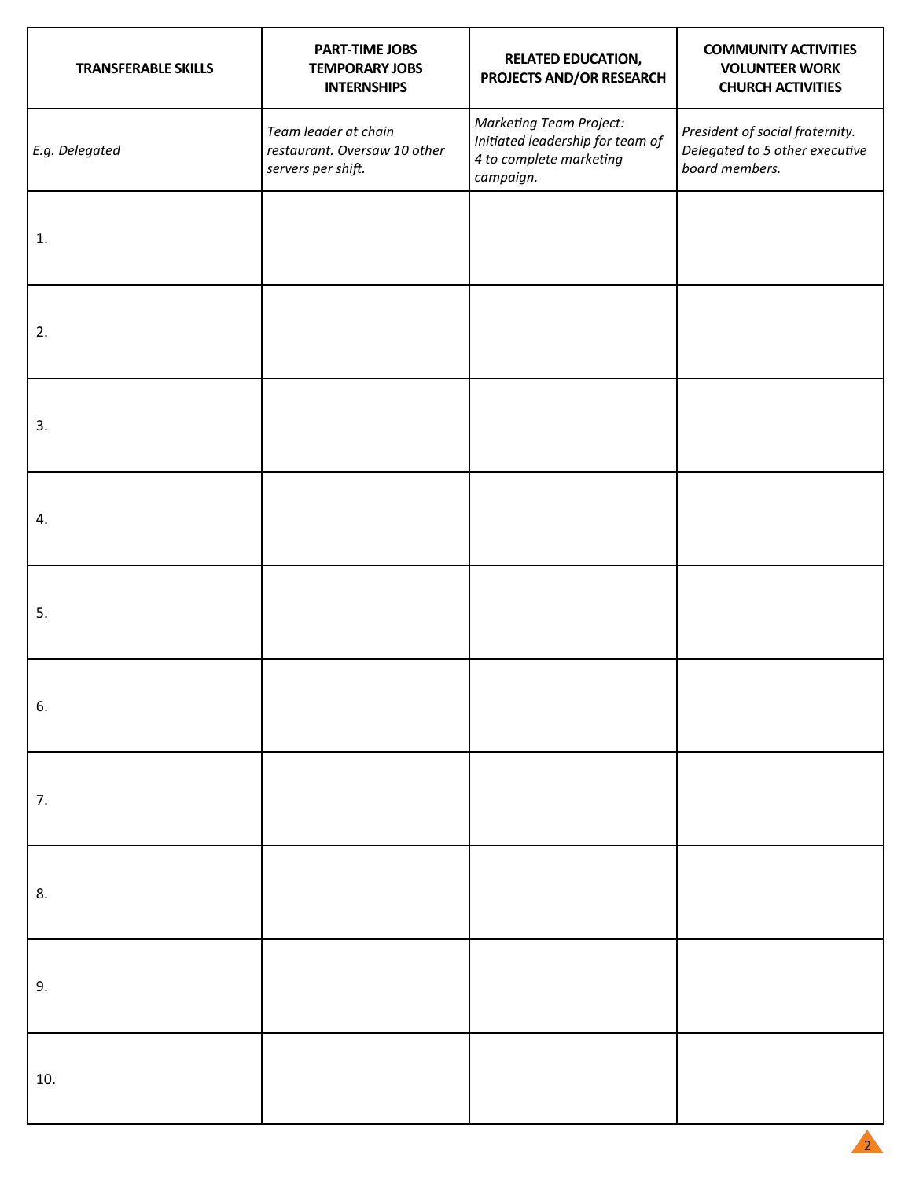| TRANSFERABLE SKILLS | PART-TIME JOBS<br>TEMPORARY JOBS<br>INTERNSHIPS | RELATED EDUCATION,<br>PROJECTS AND/OR RESEARCH | COMMUNITY ACTIVITIES<br>VOLUNTEER WORK<br>CHURCH ACTIVITIES |
|---|---|---|---|
| *E.g. Delegated* | *Team leader at chain restaurant. Oversaw 10 other servers per shift.* | *Marketing Team Project: Initiated leadership for team of 4 to complete marketing campaign.* | *President of social fraternity. Delegated to 5 other executive board members.* |
| 1. | | | |
| 2. | | | |
| 3. | | | |
| 4. | | | |
| 5. | | | |
| 6. | | | |
| 7. | | | |
| 8. | | | |
| 9. | | | |
| 10. | | | |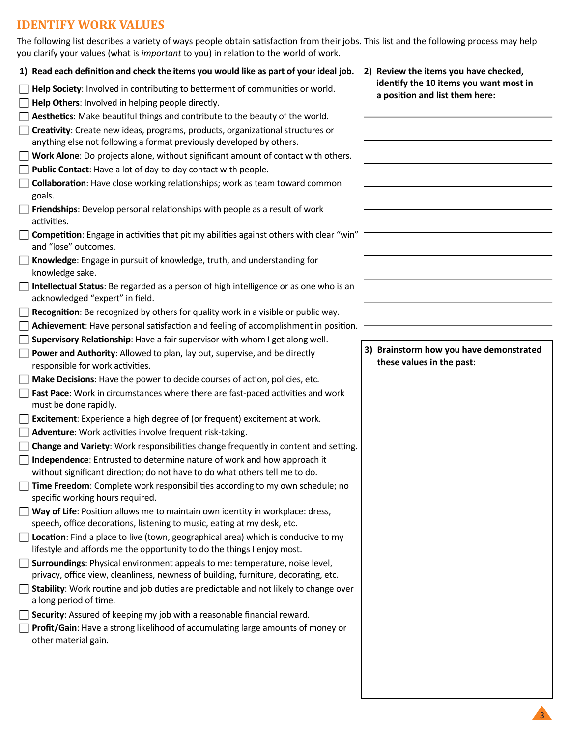## IDENTIFY WORK VALUES

The following list describes a variety of ways people obtain satisfaction from their jobs. This list and the following process may help you clarify your values (what is *important* to you) in relation to the world of work.

**1) Read each definition and check the items you would like as part of your ideal job.**

- ☐ **Help Society**: Involved in contributing to betterment of communities or world.
- ☐ **Help Others**: Involved in helping people directly.
- ☐ **Aesthetics**: Make beautiful things and contribute to the beauty of the world.
- ☐ **Creativity**: Create new ideas, programs, products, organizational structures or anything else not following a format previously developed by others.
- ☐ **Work Alone**: Do projects alone, without significant amount of contact with others.
- ☐ **Public Contact**: Have a lot of day-to-day contact with people.
- ☐ **Collaboration**: Have close working relationships; work as team toward common goals.
- ☐ **Friendships**: Develop personal relationships with people as a result of work activities.
- ☐ **Competition**: Engage in activities that pit my abilities against others with clear "win" and "lose" outcomes.
- ☐ **Knowledge**: Engage in pursuit of knowledge, truth, and understanding for knowledge sake.
- ☐ **Intellectual Status**: Be regarded as a person of high intelligence or as one who is an acknowledged "expert" in field.
- ☐ **Recognition**: Be recognized by others for quality work in a visible or public way.
- ☐ **Achievement**: Have personal satisfaction and feeling of accomplishment in position.
- ☐ **Supervisory Relationship**: Have a fair supervisor with whom I get along well.
- ☐ **Power and Authority**: Allowed to plan, lay out, supervise, and be directly responsible for work activities.
- ☐ **Make Decisions**: Have the power to decide courses of action, policies, etc.
- ☐ **Fast Pace**: Work in circumstances where there are fast-paced activities and work must be done rapidly.
- ☐ **Excitement**: Experience a high degree of (or frequent) excitement at work.
- ☐ **Adventure**: Work activities involve frequent risk-taking.
- ☐ **Change and Variety**: Work responsibilities change frequently in content and setting.
- ☐ **Independence**: Entrusted to determine nature of work and how approach it without significant direction; do not have to do what others tell me to do.
- ☐ **Time Freedom**: Complete work responsibilities according to my own schedule; no specific working hours required.
- ☐ **Way of Life**: Position allows me to maintain own identity in workplace: dress, speech, office decorations, listening to music, eating at my desk, etc.
- ☐ **Location**: Find a place to live (town, geographical area) which is conducive to my lifestyle and affords me the opportunity to do the things I enjoy most.
- ☐ **Surroundings**: Physical environment appeals to me: temperature, noise level, privacy, office view, cleanliness, newness of building, furniture, decorating, etc.
- ☐ **Stability**: Work routine and job duties are predictable and not likely to change over a long period of time.
- ☐ **Security**: Assured of keeping my job with a reasonable financial reward.
- ☐ **Profit/Gain**: Have a strong likelihood of accumulating large amounts of money or other material gain.

**2) Review the items you have checked, identify the 10 items you want most in a position and list them here:**

1. ____________________
2. ____________________
3. ____________________
4. ____________________
5. ____________________
6. ____________________
7. ____________________
8. ____________________
9. ____________________
10. ____________________

**3) Brainstorm how you have demonstrated these values in the past:**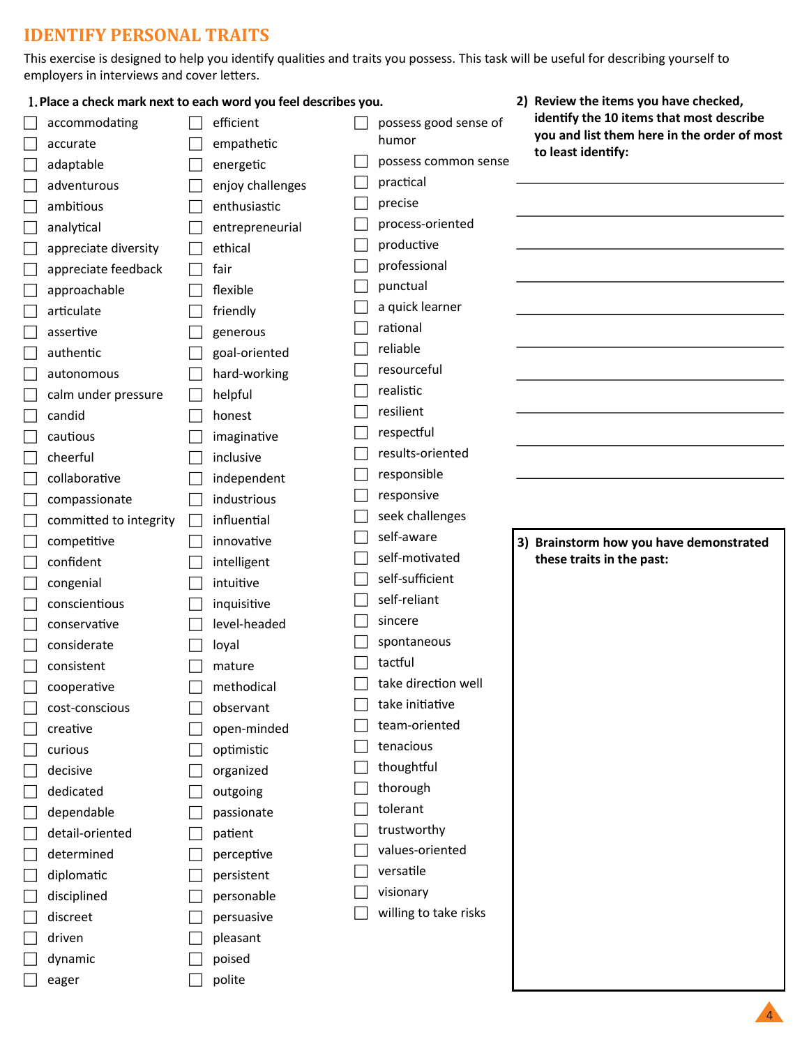## IDENTIFY PERSONAL TRAITS

This exercise is designed to help you identify qualities and traits you possess. This task will be useful for describing yourself to employers in interviews and cover letters.

**1. Place a check mark next to each word you feel describes you.**

- ☐ accommodating
- ☐ accurate
- ☐ adaptable
- ☐ adventurous
- ☐ ambitious
- ☐ analytical
- ☐ appreciate diversity
- ☐ appreciate feedback
- ☐ approachable
- ☐ articulate
- ☐ assertive
- ☐ authentic
- ☐ autonomous
- ☐ calm under pressure
- ☐ candid
- ☐ cautious
- ☐ cheerful
- ☐ collaborative
- ☐ compassionate
- ☐ committed to integrity
- ☐ competitive
- ☐ confident
- ☐ congenial
- ☐ conscientious
- ☐ conservative
- ☐ considerate
- ☐ consistent
- ☐ cooperative
- ☐ cost-conscious
- ☐ creative
- ☐ curious
- ☐ decisive
- ☐ dedicated
- ☐ dependable
- ☐ detail-oriented
- ☐ determined
- ☐ diplomatic
- ☐ disciplined
- ☐ discreet
- ☐ driven
- ☐ dynamic
- ☐ eager
- ☐ efficient
- ☐ empathetic
- ☐ energetic
- ☐ enjoy challenges
- ☐ enthusiastic
- ☐ entrepreneurial
- ☐ ethical
- ☐ fair
- ☐ flexible
- ☐ friendly
- ☐ generous
- ☐ goal-oriented
- ☐ hard-working
- ☐ helpful
- ☐ honest
- ☐ imaginative
- ☐ inclusive
- ☐ independent
- ☐ industrious
- ☐ influential
- ☐ innovative
- ☐ intelligent
- ☐ intuitive
- ☐ inquisitive
- ☐ level-headed
- ☐ loyal
- ☐ mature
- ☐ methodical
- ☐ observant
- ☐ open-minded
- ☐ optimistic
- ☐ organized
- ☐ outgoing
- ☐ passionate
- ☐ patient
- ☐ perceptive
- ☐ persistent
- ☐ personable
- ☐ persuasive
- ☐ pleasant
- ☐ poised
- ☐ polite
- ☐ possess good sense of humor
- ☐ possess common sense
- ☐ practical
- ☐ precise
- ☐ process-oriented
- ☐ productive
- ☐ professional
- ☐ punctual
- ☐ a quick learner
- ☐ rational
- ☐ reliable
- ☐ resourceful
- ☐ realistic
- ☐ resilient
- ☐ respectful
- ☐ results-oriented
- ☐ responsible
- ☐ responsive
- ☐ seek challenges
- ☐ self-aware
- ☐ self-motivated
- ☐ self-sufficient
- ☐ self-reliant
- ☐ sincere
- ☐ spontaneous
- ☐ tactful
- ☐ take direction well
- ☐ take initiative
- ☐ team-oriented
- ☐ tenacious
- ☐ thoughtful
- ☐ thorough
- ☐ tolerant
- ☐ trustworthy
- ☐ values-oriented
- ☐ versatile
- ☐ visionary
- ☐ willing to take risks

**2) Review the items you have checked, identify the 10 items that most describe you and list them here in the order of most to least identify:**

1. ______________________
2. ______________________
3. ______________________
4. ______________________
5. ______________________
6. ______________________
7. ______________________
8. ______________________
9. ______________________
10. ______________________

**3) Brainstorm how you have demonstrated these traits in the past:**